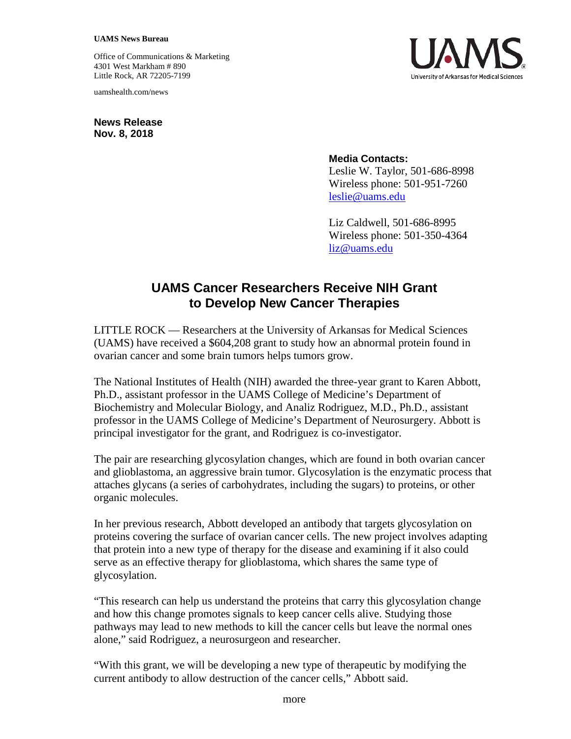**UAMS News Bureau**

Office of Communications & Marketing
4301 West Markham # 890
Little Rock, AR 72205-7199

uamshealth.com/news

**News Release**
**Nov. 8, 2018**

**Media Contacts:**
Leslie W. Taylor, 501-686-8998
Wireless phone: 501-951-7260
leslie@uams.edu

Liz Caldwell, 501-686-8995
Wireless phone: 501-350-4364
liz@uams.edu

# UAMS Cancer Researchers Receive NIH Grant to Develop New Cancer Therapies

LITTLE ROCK — Researchers at the University of Arkansas for Medical Sciences (UAMS) have received a $604,208 grant to study how an abnormal protein found in ovarian cancer and some brain tumors helps tumors grow.

The National Institutes of Health (NIH) awarded the three-year grant to Karen Abbott, Ph.D., assistant professor in the UAMS College of Medicine's Department of Biochemistry and Molecular Biology, and Analiz Rodriguez, M.D., Ph.D., assistant professor in the UAMS College of Medicine's Department of Neurosurgery. Abbott is principal investigator for the grant, and Rodriguez is co-investigator.

The pair are researching glycosylation changes, which are found in both ovarian cancer and glioblastoma, an aggressive brain tumor. Glycosylation is the enzymatic process that attaches glycans (a series of carbohydrates, including the sugars) to proteins, or other organic molecules.

In her previous research, Abbott developed an antibody that targets glycosylation on proteins covering the surface of ovarian cancer cells. The new project involves adapting that protein into a new type of therapy for the disease and examining if it also could serve as an effective therapy for glioblastoma, which shares the same type of glycosylation.

"This research can help us understand the proteins that carry this glycosylation change and how this change promotes signals to keep cancer cells alive. Studying those pathways may lead to new methods to kill the cancer cells but leave the normal ones alone," said Rodriguez, a neurosurgeon and researcher.

"With this grant, we will be developing a new type of therapeutic by modifying the current antibody to allow destruction of the cancer cells," Abbott said.

more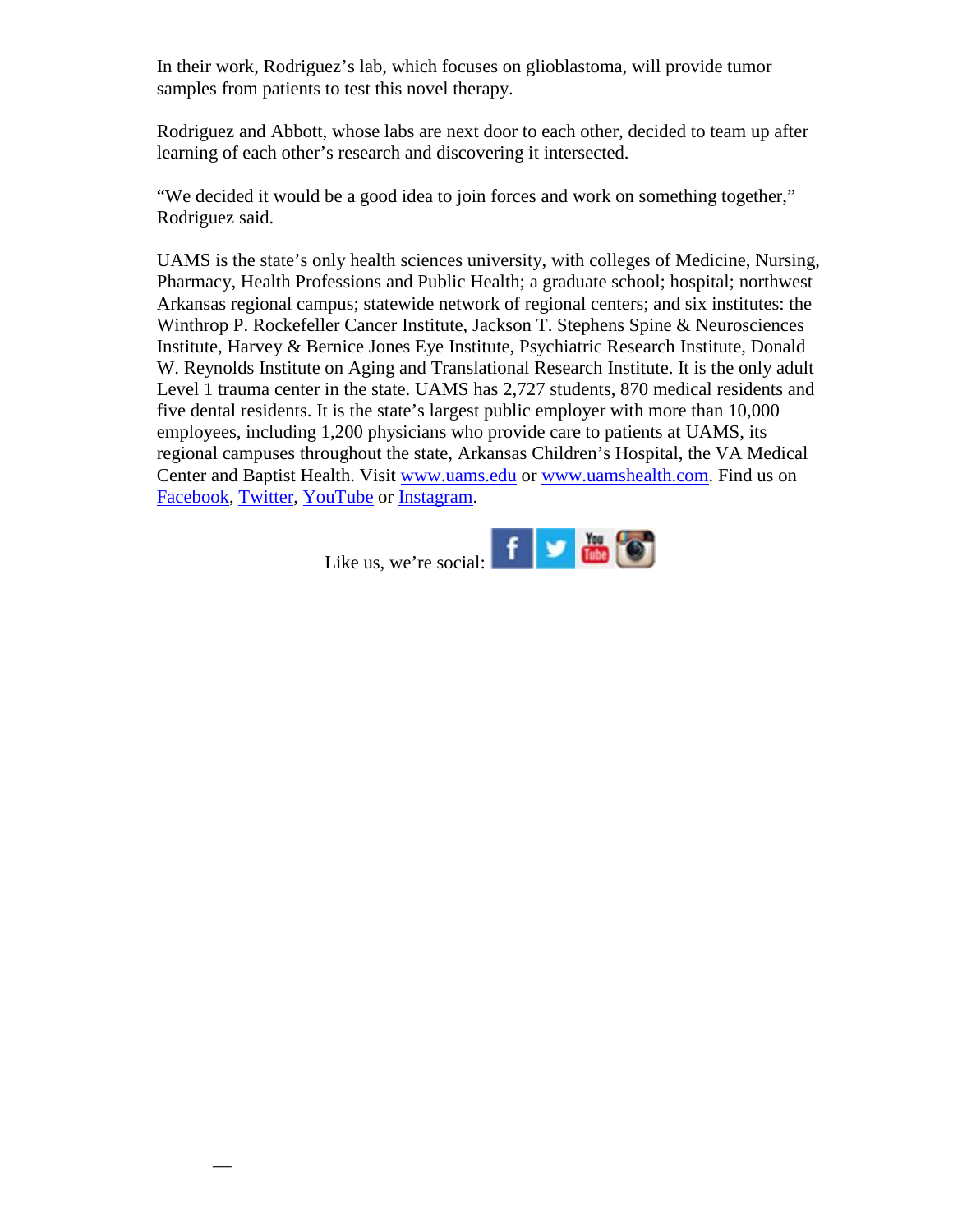In their work, Rodriguez's lab, which focuses on glioblastoma, will provide tumor samples from patients to test this novel therapy.

Rodriguez and Abbott, whose labs are next door to each other, decided to team up after learning of each other's research and discovering it intersected.

"We decided it would be a good idea to join forces and work on something together," Rodriguez said.

UAMS is the state's only health sciences university, with colleges of Medicine, Nursing, Pharmacy, Health Professions and Public Health; a graduate school; hospital; northwest Arkansas regional campus; statewide network of regional centers; and six institutes: the Winthrop P. Rockefeller Cancer Institute, Jackson T. Stephens Spine & Neurosciences Institute, Harvey & Bernice Jones Eye Institute, Psychiatric Research Institute, Donald W. Reynolds Institute on Aging and Translational Research Institute. It is the only adult Level 1 trauma center in the state. UAMS has 2,727 students, 870 medical residents and five dental residents. It is the state's largest public employer with more than 10,000 employees, including 1,200 physicians who provide care to patients at UAMS, its regional campuses throughout the state, Arkansas Children's Hospital, the VA Medical Center and Baptist Health. Visit [www.uams.edu](www.uams.edu) or [www.uamshealth.com](www.uamshealth.com). Find us on [Facebook](), [Twitter](), [YouTube]() or [Instagram]().

Like us, we're social:

—